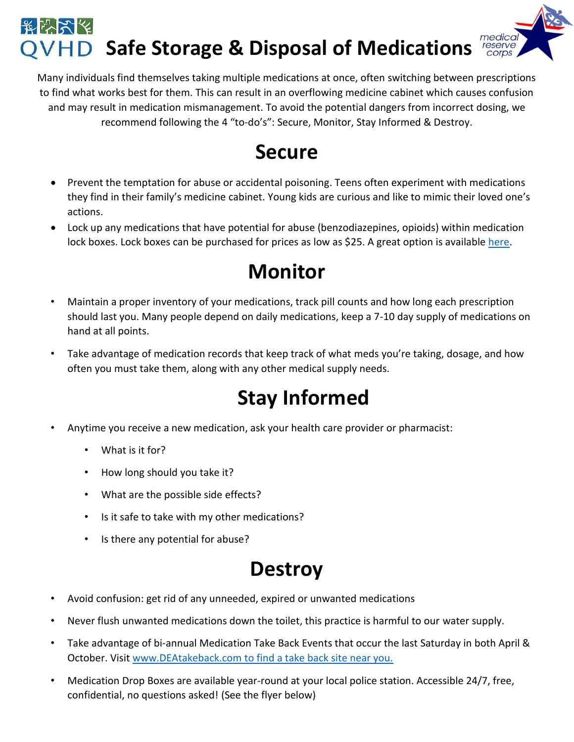# QVHD Safe Storage & Disposal of Medications

medical reserve corps

Many individuals find themselves taking multiple medications at once, often switching between prescriptions to find what works best for them. This can result in an overflowing medicine cabinet which causes confusion and may result in medication mismanagement. To avoid the potential dangers from incorrect dosing, we recommend following the 4 "to-do's": Secure, Monitor, Stay Informed & Destroy.

## Secure

- Prevent the temptation for abuse or accidental poisoning. Teens often experiment with medications they find in their family's medicine cabinet. Young kids are curious and like to mimic their loved one's actions.
- Lock up any medications that have potential for abuse (benzodiazepines, opioids) within medication lock boxes. Lock boxes can be purchased for prices as low as $25. A great option is available here.

## Monitor

- Maintain a proper inventory of your medications, track pill counts and how long each prescription should last you. Many people depend on daily medications, keep a 7-10 day supply of medications on hand at all points.
- Take advantage of medication records that keep track of what meds you're taking, dosage, and how often you must take them, along with any other medical supply needs.

## Stay Informed

- Anytime you receive a new medication, ask your health care provider or pharmacist:
  - What is it for?
  - How long should you take it?
  - What are the possible side effects?
  - Is it safe to take with my other medications?
  - Is there any potential for abuse?

## Destroy

- Avoid confusion: get rid of any unneeded, expired or unwanted medications
- Never flush unwanted medications down the toilet, this practice is harmful to our water supply.
- Take advantage of bi-annual Medication Take Back Events that occur the last Saturday in both April & October. Visit www.DEAtakeback.com to find a take back site near you.
- Medication Drop Boxes are available year-round at your local police station. Accessible 24/7, free, confidential, no questions asked! (See the flyer below)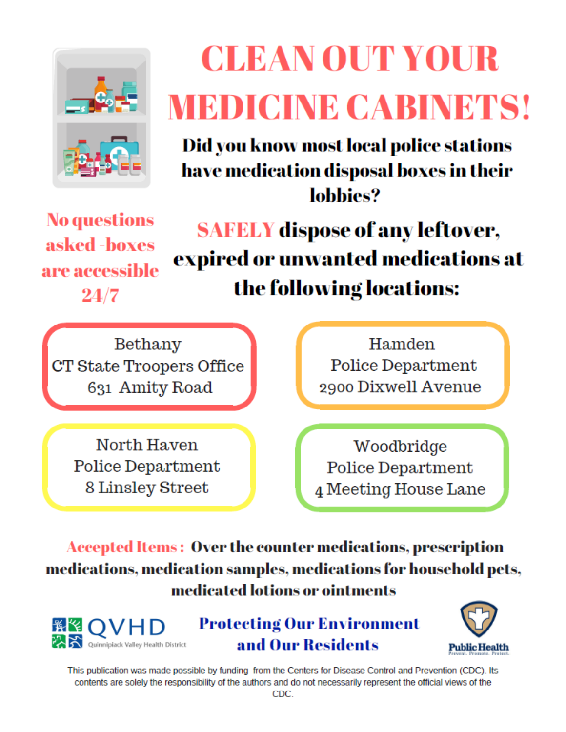# CLEAN OUT YOUR MEDICINE CABINETS!

**Did you know most local police stations have medication disposal boxes in their lobbies?**

**No questions asked - boxes are accessible 24/7**

**SAFELY dispose of any leftover, expired or unwanted medications at the following locations:**

Bethany
CT State Troopers Office
631 Amity Road

Hamden
Police Department
2900 Dixwell Avenue

North Haven
Police Department
8 Linsley Street

Woodbridge
Police Department
4 Meeting House Lane

**Accepted Items : Over the counter medications, prescription medications, medication samples, medications for household pets, medicated lotions or ointments**

QVHD Quinnipiack Valley Health District

**Protecting Our Environment and Our Residents**

Public Health
Prevent. Promote. Protect.

This publication was made possible by funding from the Centers for Disease Control and Prevention (CDC). Its contents are solely the responsibility of the authors and do not necessarily represent the official views of the CDC.